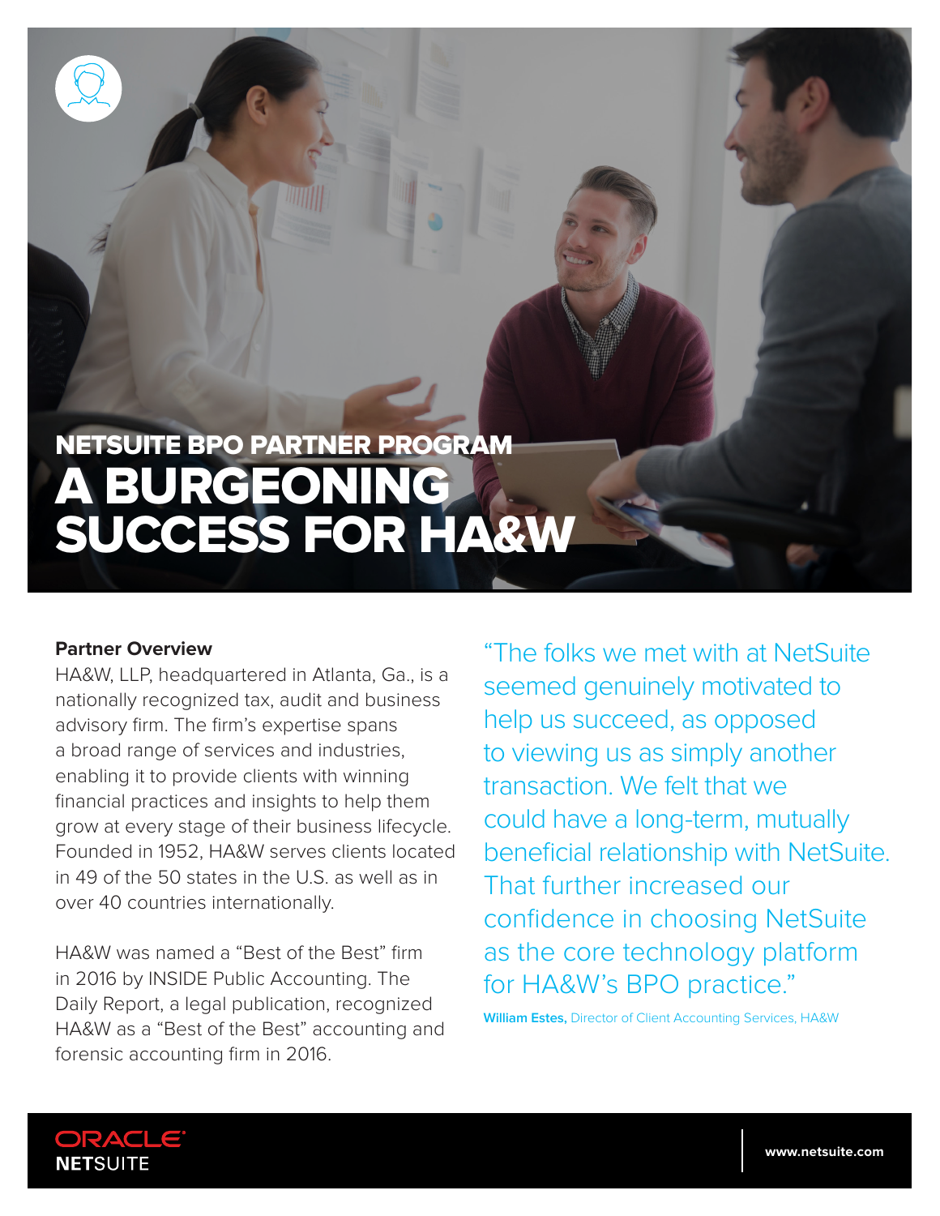NETSUITE BPO PARTNER PROGRAM

# A BURGEONING SUCCESS FOR HA&W

**Partner Overview**

HA&W, LLP, headquartered in Atlanta, Ga., is a nationally recognized tax, audit and business advisory firm. The firm's expertise spans a broad range of services and industries, enabling it to provide clients with winning financial practices and insights to help them grow at every stage of their business lifecycle. Founded in 1952, HA&W serves clients located in 49 of the 50 states in the U.S. as well as in over 40 countries internationally.

HA&W was named a "Best of the Best" firm in 2016 by INSIDE Public Accounting. The Daily Report, a legal publication, recognized HA&W as a "Best of the Best" accounting and forensic accounting firm in 2016.

> "The folks we met with at NetSuite seemed genuinely motivated to help us succeed, as opposed to viewing us as simply another transaction. We felt that we could have a long-term, mutually beneficial relationship with NetSuite. That further increased our confidence in choosing NetSuite as the core technology platform for HA&W's BPO practice."
>
> **William Estes,** Director of Client Accounting Services, HA&W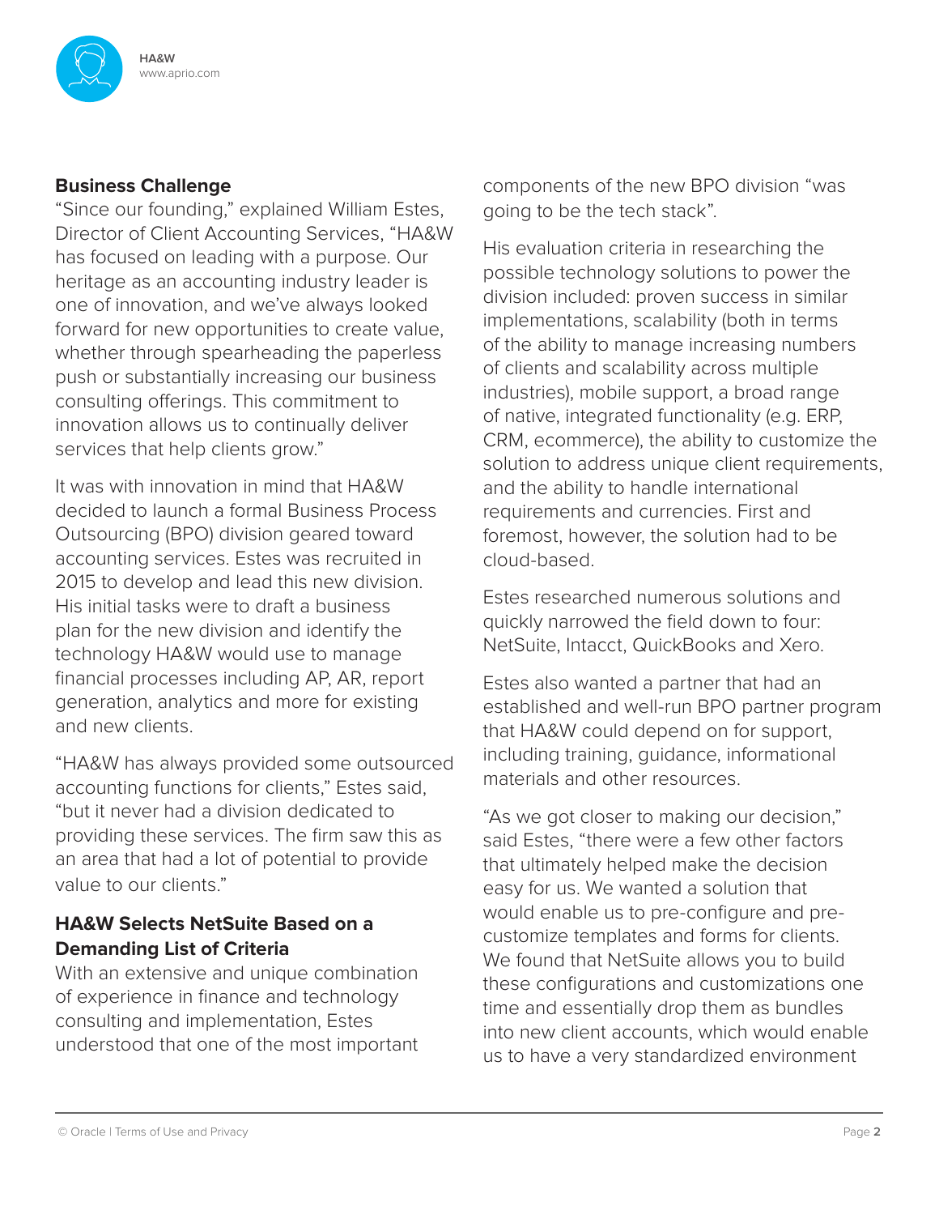## Business Challenge

"Since our founding," explained William Estes, Director of Client Accounting Services, "HA&W has focused on leading with a purpose. Our heritage as an accounting industry leader is one of innovation, and we've always looked forward for new opportunities to create value, whether through spearheading the paperless push or substantially increasing our business consulting offerings. This commitment to innovation allows us to continually deliver services that help clients grow."

It was with innovation in mind that HA&W decided to launch a formal Business Process Outsourcing (BPO) division geared toward accounting services. Estes was recruited in 2015 to develop and lead this new division. His initial tasks were to draft a business plan for the new division and identify the technology HA&W would use to manage financial processes including AP, AR, report generation, analytics and more for existing and new clients.

"HA&W has always provided some outsourced accounting functions for clients," Estes said, "but it never had a division dedicated to providing these services. The firm saw this as an area that had a lot of potential to provide value to our clients."

## HA&W Selects NetSuite Based on a Demanding List of Criteria

With an extensive and unique combination of experience in finance and technology consulting and implementation, Estes understood that one of the most important components of the new BPO division "was going to be the tech stack".

His evaluation criteria in researching the possible technology solutions to power the division included: proven success in similar implementations, scalability (both in terms of the ability to manage increasing numbers of clients and scalability across multiple industries), mobile support, a broad range of native, integrated functionality (e.g. ERP, CRM, ecommerce), the ability to customize the solution to address unique client requirements, and the ability to handle international requirements and currencies. First and foremost, however, the solution had to be cloud-based.

Estes researched numerous solutions and quickly narrowed the field down to four: NetSuite, Intacct, QuickBooks and Xero.

Estes also wanted a partner that had an established and well-run BPO partner program that HA&W could depend on for support, including training, guidance, informational materials and other resources.

"As we got closer to making our decision," said Estes, "there were a few other factors that ultimately helped make the decision easy for us. We wanted a solution that would enable us to pre-configure and pre-customize templates and forms for clients. We found that NetSuite allows you to build these configurations and customizations one time and essentially drop them as bundles into new client accounts, which would enable us to have a very standardized environment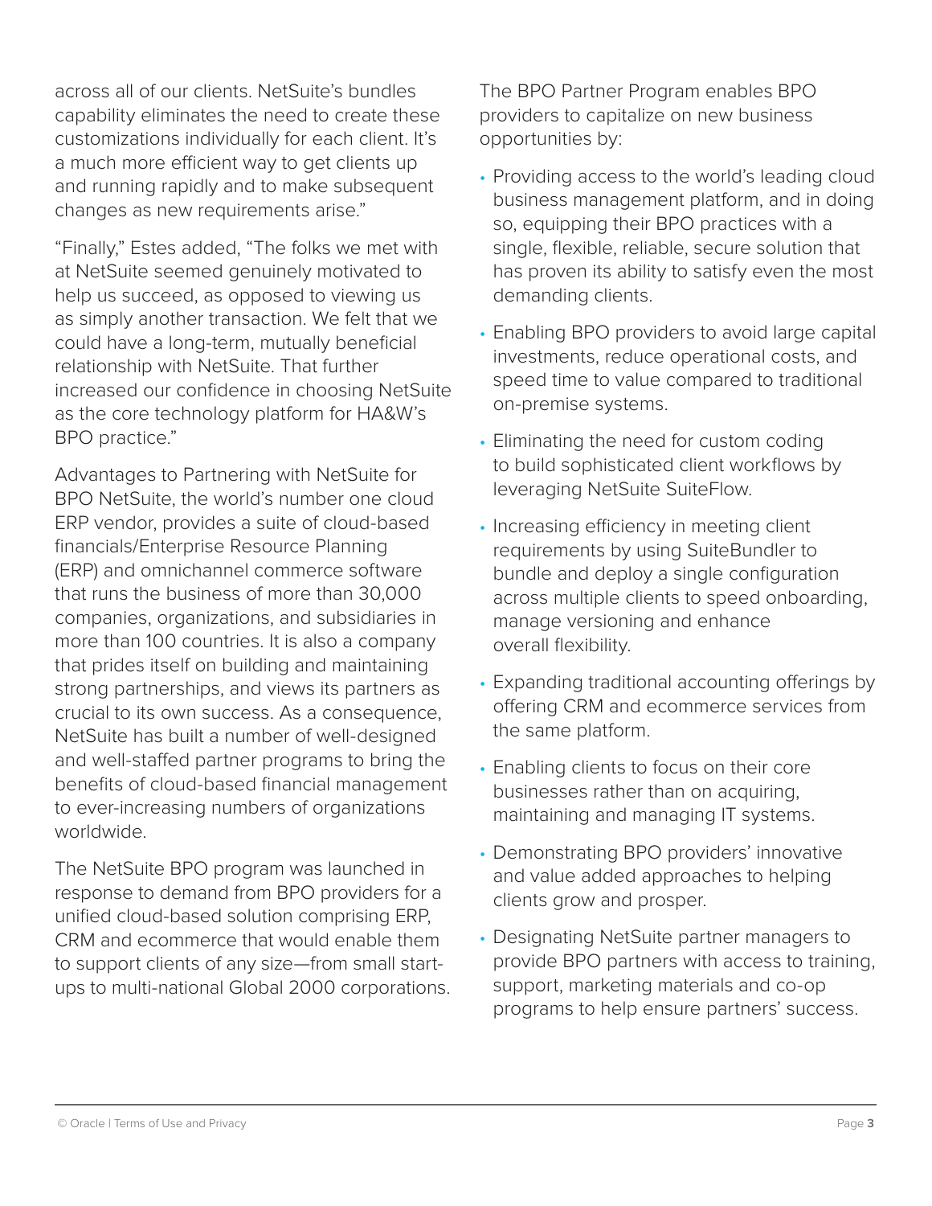across all of our clients. NetSuite's bundles capability eliminates the need to create these customizations individually for each client. It's a much more efficient way to get clients up and running rapidly and to make subsequent changes as new requirements arise."

"Finally," Estes added, "The folks we met with at NetSuite seemed genuinely motivated to help us succeed, as opposed to viewing us as simply another transaction. We felt that we could have a long-term, mutually beneficial relationship with NetSuite. That further increased our confidence in choosing NetSuite as the core technology platform for HA&W's BPO practice."

## Advantages to Partnering with NetSuite for BPO

NetSuite, the world's number one cloud ERP vendor, provides a suite of cloud-based financials/Enterprise Resource Planning (ERP) and omnichannel commerce software that runs the business of more than 30,000 companies, organizations, and subsidiaries in more than 100 countries. It is also a company that prides itself on building and maintaining strong partnerships, and views its partners as crucial to its own success. As a consequence, NetSuite has built a number of well-designed and well-staffed partner programs to bring the benefits of cloud-based financial management to ever-increasing numbers of organizations worldwide.

The NetSuite BPO program was launched in response to demand from BPO providers for a unified cloud-based solution comprising ERP, CRM and ecommerce that would enable them to support clients of any size—from small start-ups to multi-national Global 2000 corporations.

The BPO Partner Program enables BPO providers to capitalize on new business opportunities by:

- Providing access to the world's leading cloud business management platform, and in doing so, equipping their BPO practices with a single, flexible, reliable, secure solution that has proven its ability to satisfy even the most demanding clients.
- Enabling BPO providers to avoid large capital investments, reduce operational costs, and speed time to value compared to traditional on-premise systems.
- Eliminating the need for custom coding to build sophisticated client workflows by leveraging NetSuite SuiteFlow.
- Increasing efficiency in meeting client requirements by using SuiteBundler to bundle and deploy a single configuration across multiple clients to speed onboarding, manage versioning and enhance overall flexibility.
- Expanding traditional accounting offerings by offering CRM and ecommerce services from the same platform.
- Enabling clients to focus on their core businesses rather than on acquiring, maintaining and managing IT systems.
- Demonstrating BPO providers' innovative and value added approaches to helping clients grow and prosper.
- Designating NetSuite partner managers to provide BPO partners with access to training, support, marketing materials and co-op programs to help ensure partners' success.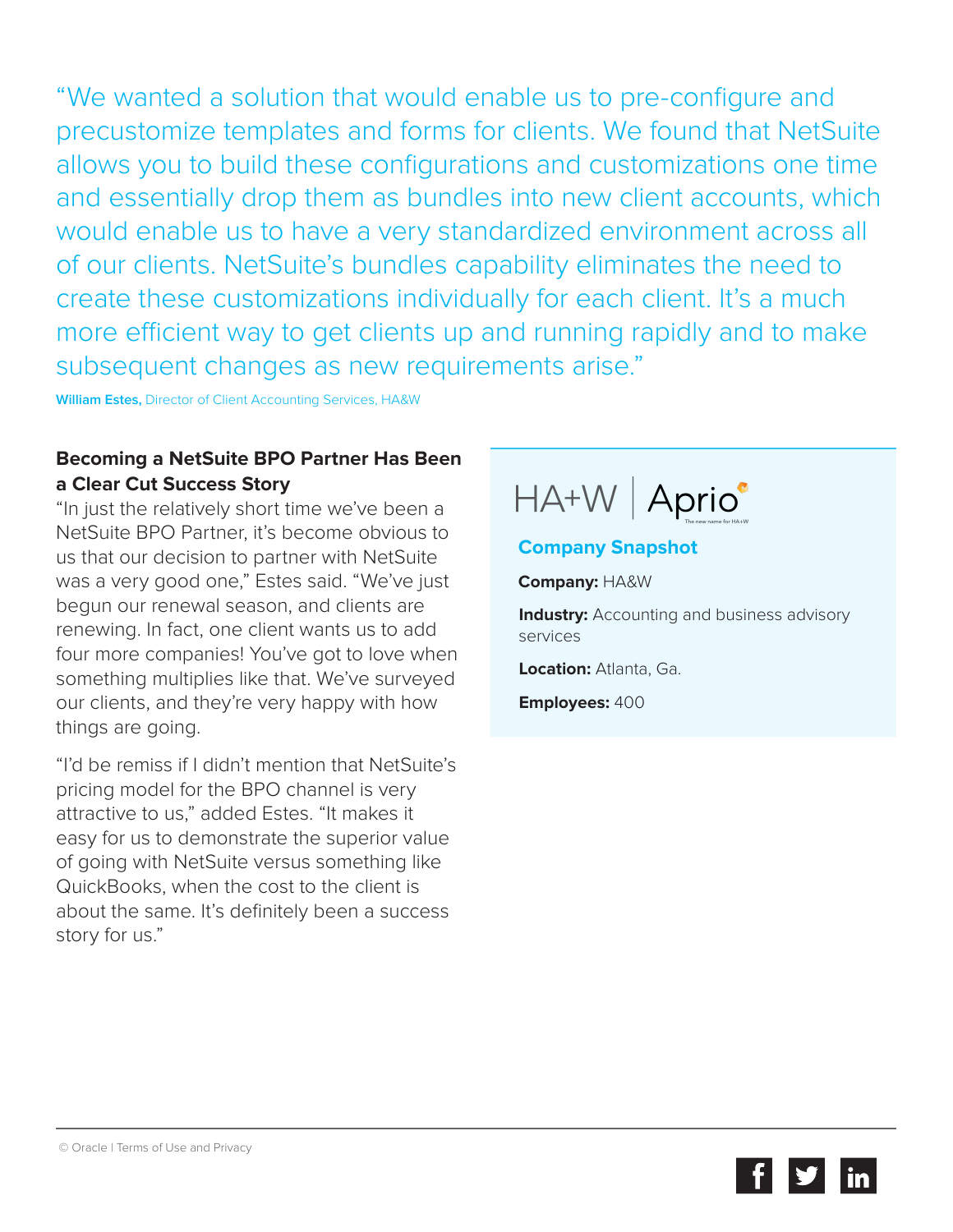"We wanted a solution that would enable us to pre-configure and precustomize templates and forms for clients. We found that NetSuite allows you to build these configurations and customizations one time and essentially drop them as bundles into new client accounts, which would enable us to have a very standardized environment across all of our clients. NetSuite's bundles capability eliminates the need to create these customizations individually for each client. It's a much more efficient way to get clients up and running rapidly and to make subsequent changes as new requirements arise."

**William Estes,** Director of Client Accounting Services, HA&W

### Becoming a NetSuite BPO Partner Has Been a Clear Cut Success Story

"In just the relatively short time we've been a NetSuite BPO Partner, it's become obvious to us that our decision to partner with NetSuite was a very good one," Estes said. "We've just begun our renewal season, and clients are renewing. In fact, one client wants us to add four more companies! You've got to love when something multiplies like that. We've surveyed our clients, and they're very happy with how things are going.

"I'd be remiss if I didn't mention that NetSuite's pricing model for the BPO channel is very attractive to us," added Estes. "It makes it easy for us to demonstrate the superior value of going with NetSuite versus something like QuickBooks, when the cost to the client is about the same. It's definitely been a success story for us."

HA+W | Aprio

The new name for HA+W

### Company Snapshot

**Company:** HA&W

**Industry:** Accounting and business advisory services

**Location:** Atlanta, Ga.

**Employees:** 400

© Oracle | Terms of Use and Privacy